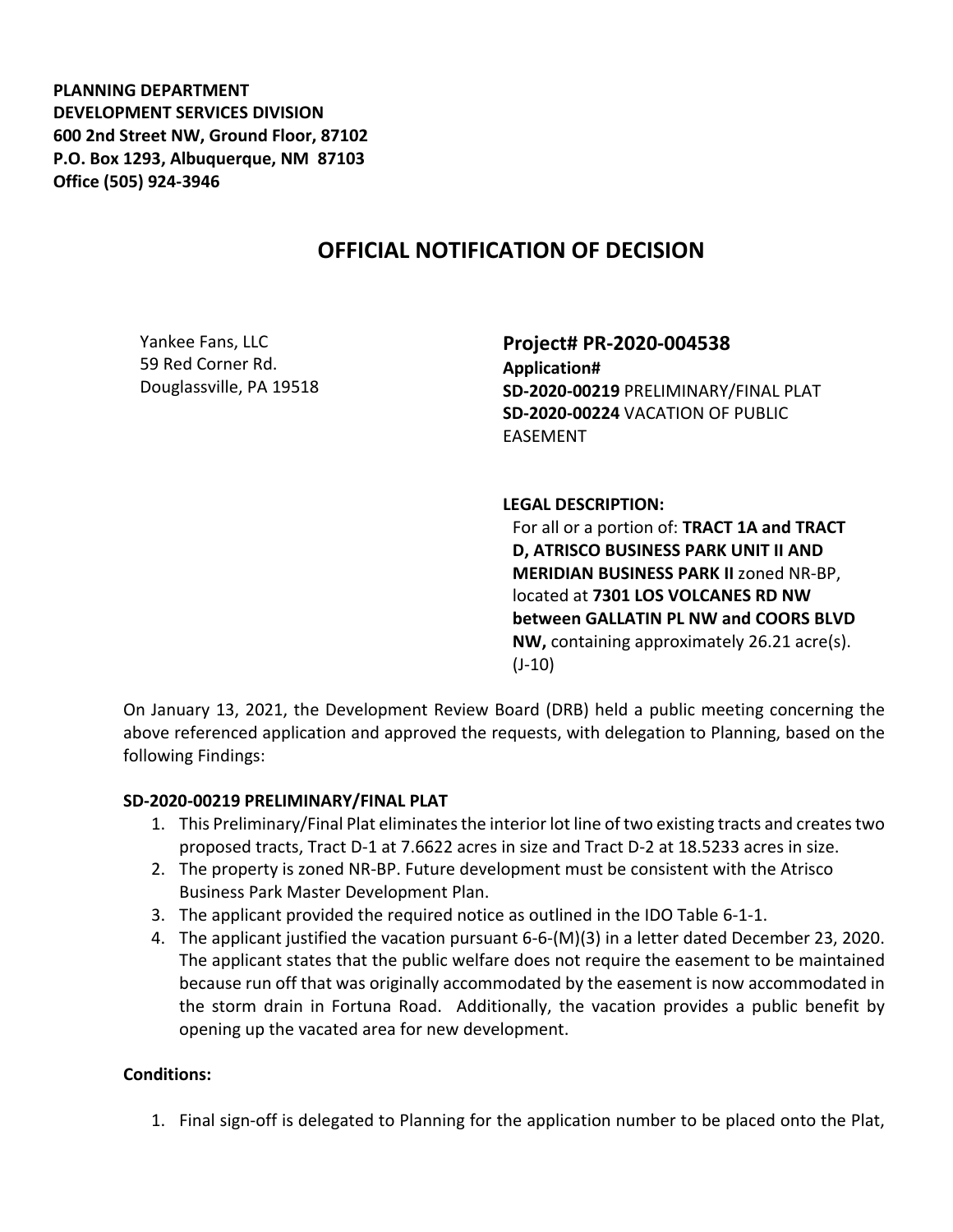**PLANNING DEPARTMENT**
**DEVELOPMENT SERVICES DIVISION**
**600 2nd Street NW, Ground Floor, 87102**
**P.O. Box 1293, Albuquerque, NM 87103**
**Office (505) 924-3946**

# OFFICIAL NOTIFICATION OF DECISION

Yankee Fans, LLC
59 Red Corner Rd.
Douglassville, PA 19518

## Project# PR-2020-004538

**Application#**
**SD-2020-00219** PRELIMINARY/FINAL PLAT
**SD-2020-00224** VACATION OF PUBLIC EASEMENT

**LEGAL DESCRIPTION:**
For all or a portion of: **TRACT 1A and TRACT D, ATRISCO BUSINESS PARK UNIT II AND MERIDIAN BUSINESS PARK II** zoned NR-BP, located at **7301 LOS VOLCANES RD NW between GALLATIN PL NW and COORS BLVD NW,** containing approximately 26.21 acre(s). (J-10)

On January 13, 2021, the Development Review Board (DRB) held a public meeting concerning the above referenced application and approved the requests, with delegation to Planning, based on the following Findings:

**SD-2020-00219 PRELIMINARY/FINAL PLAT**

1. This Preliminary/Final Plat eliminates the interior lot line of two existing tracts and creates two proposed tracts, Tract D-1 at 7.6622 acres in size and Tract D-2 at 18.5233 acres in size.
2. The property is zoned NR-BP. Future development must be consistent with the Atrisco Business Park Master Development Plan.
3. The applicant provided the required notice as outlined in the IDO Table 6-1-1.
4. The applicant justified the vacation pursuant 6-6-(M)(3) in a letter dated December 23, 2020. The applicant states that the public welfare does not require the easement to be maintained because run off that was originally accommodated by the easement is now accommodated in the storm drain in Fortuna Road. Additionally, the vacation provides a public benefit by opening up the vacated area for new development.

**Conditions:**

1. Final sign-off is delegated to Planning for the application number to be placed onto the Plat,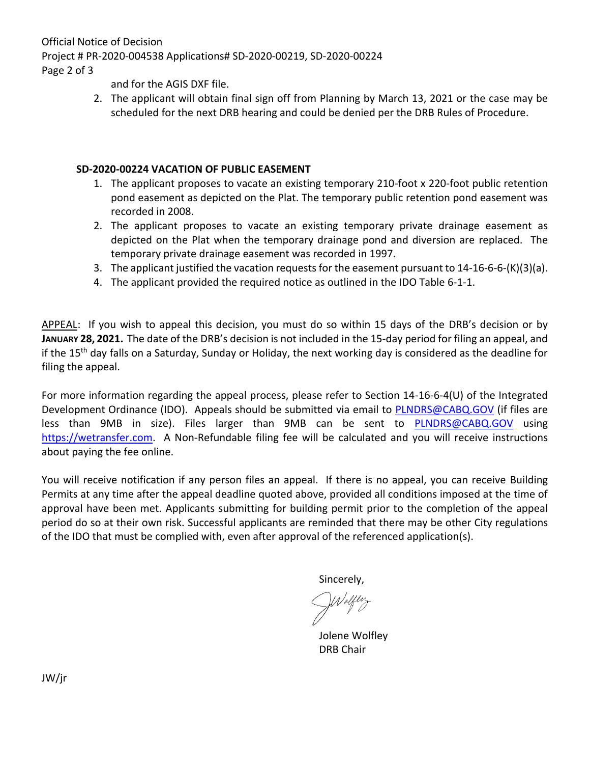and for the AGIS DXF file.

2. The applicant will obtain final sign off from Planning by March 13, 2021 or the case may be scheduled for the next DRB hearing and could be denied per the DRB Rules of Procedure.

**SD-2020-00224 VACATION OF PUBLIC EASEMENT**

1. The applicant proposes to vacate an existing temporary 210-foot x 220-foot public retention pond easement as depicted on the Plat. The temporary public retention pond easement was recorded in 2008.
2. The applicant proposes to vacate an existing temporary private drainage easement as depicted on the Plat when the temporary drainage pond and diversion are replaced. The temporary private drainage easement was recorded in 1997.
3. The applicant justified the vacation requests for the easement pursuant to 14-16-6-6-(K)(3)(a).
4. The applicant provided the required notice as outlined in the IDO Table 6-1-1.

APPEAL: If you wish to appeal this decision, you must do so within 15 days of the DRB's decision or by **JANUARY 28, 2021.** The date of the DRB's decision is not included in the 15-day period for filing an appeal, and if the 15th day falls on a Saturday, Sunday or Holiday, the next working day is considered as the deadline for filing the appeal.

For more information regarding the appeal process, please refer to Section 14-16-6-4(U) of the Integrated Development Ordinance (IDO). Appeals should be submitted via email to PLNDRS@CABQ.GOV (if files are less than 9MB in size). Files larger than 9MB can be sent to PLNDRS@CABQ.GOV using https://wetransfer.com. A Non-Refundable filing fee will be calculated and you will receive instructions about paying the fee online.

You will receive notification if any person files an appeal. If there is no appeal, you can receive Building Permits at any time after the appeal deadline quoted above, provided all conditions imposed at the time of approval have been met. Applicants submitting for building permit prior to the completion of the appeal period do so at their own risk. Successful applicants are reminded that there may be other City regulations of the IDO that must be complied with, even after approval of the referenced application(s).

Sincerely,

Jolene Wolfley
DRB Chair

JW/jr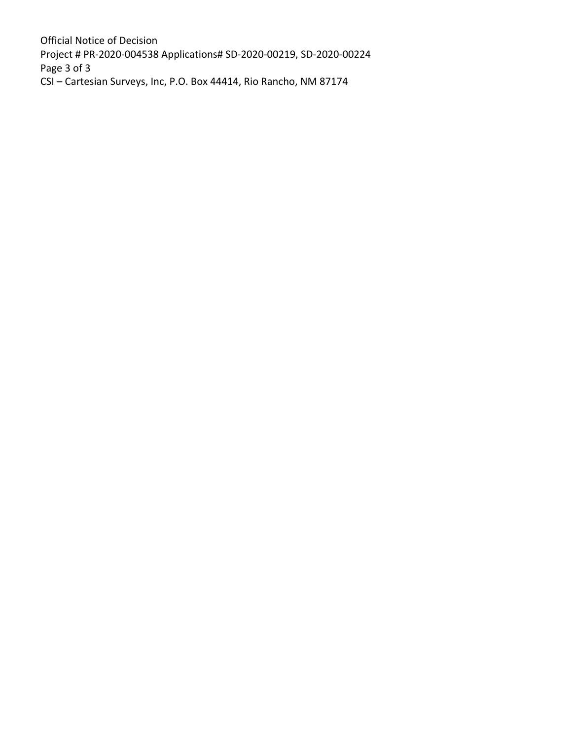CSI – Cartesian Surveys, Inc, P.O. Box 44414, Rio Rancho, NM 87174